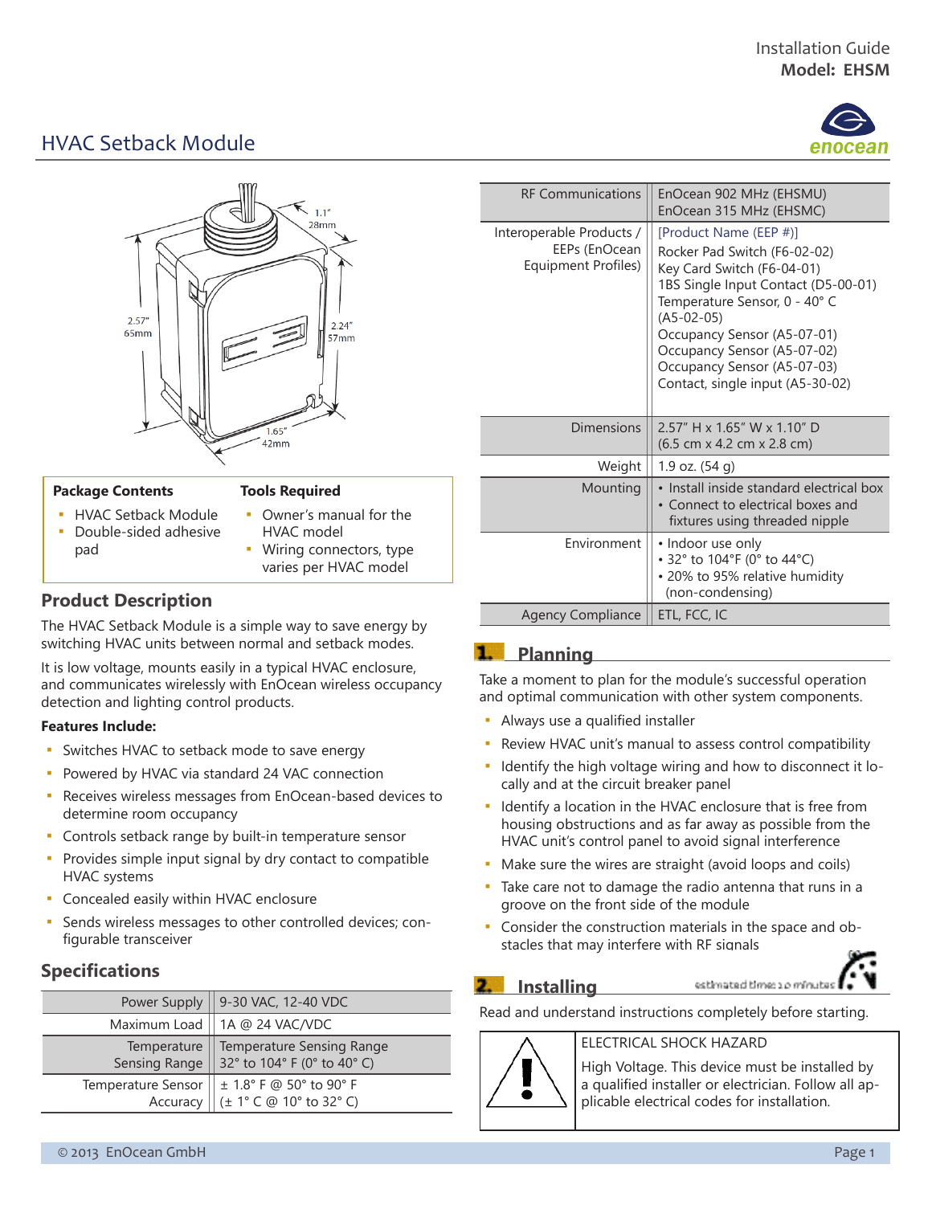Installation Guide
**Model: EHSM**

# HVAC Setback Module

1.1" 28mm

2.57" 65mm

2.24" 57mm

1.65" 42mm

| Package Contents | Tools Required |
| --- | --- |
| ▪ HVAC Setback Module<br>▪ Double-sided adhesive pad | ▪ Owner's manual for the HVAC model<br>▪ Wiring connectors, type varies per HVAC model |

## Product Description

The HVAC Setback Module is a simple way to save energy by switching HVAC units between normal and setback modes.

It is low voltage, mounts easily in a typical HVAC enclosure, and communicates wirelessly with EnOcean wireless occupancy detection and lighting control products.

**Features Include:**

- Switches HVAC to setback mode to save energy
- Powered by HVAC via standard 24 VAC connection
- Receives wireless messages from EnOcean-based devices to determine room occupancy
- Controls setback range by built-in temperature sensor
- Provides simple input signal by dry contact to compatible HVAC systems
- Concealed easily within HVAC enclosure
- Sends wireless messages to other controlled devices; configurable transceiver

## Specifications

| | |
| --- | --- |
| Power Supply | 9-30 VAC, 12-40 VDC |
| Maximum Load | 1A @ 24 VAC/VDC |
| Temperature Sensing Range | Temperature Sensing Range 32° to 104° F (0° to 40° C) |
| Temperature Sensor Accuracy | ± 1.8° F @ 50° to 90° F (± 1° C @ 10° to 32° C) |
| RF Communications | EnOcean 902 MHz (EHSMU)<br>EnOcean 315 MHz (EHSMC) |
| Interoperable Products / EEPs (EnOcean Equipment Profiles) | [Product Name (EEP #)]<br>Rocker Pad Switch (F6-02-02)<br>Key Card Switch (F6-04-01)<br>1BS Single Input Contact (D5-00-01)<br>Temperature Sensor, 0 - 40° C (A5-02-05)<br>Occupancy Sensor (A5-07-01)<br>Occupancy Sensor (A5-07-02)<br>Occupancy Sensor (A5-07-03)<br>Contact, single input (A5-30-02) |
| Dimensions | 2.57" H x 1.65" W x 1.10" D<br>(6.5 cm x 4.2 cm x 2.8 cm) |
| Weight | 1.9 oz. (54 g) |
| Mounting | • Install inside standard electrical box<br>• Connect to electrical boxes and fixtures using threaded nipple |
| Environment | • Indoor use only<br>• 32° to 104°F (0° to 44°C)<br>• 20% to 95% relative humidity (non-condensing) |
| Agency Compliance | ETL, FCC, IC |

## 1. Planning

Take a moment to plan for the module's successful operation and optimal communication with other system components.

- Always use a qualified installer
- Review HVAC unit's manual to assess control compatibility
- Identify the high voltage wiring and how to disconnect it locally and at the circuit breaker panel
- Identify a location in the HVAC enclosure that is free from housing obstructions and as far away as possible from the HVAC unit's control panel to avoid signal interference
- Make sure the wires are straight (avoid loops and coils)
- Take care not to damage the radio antenna that runs in a groove on the front side of the module
- Consider the construction materials in the space and obstacles that may interfere with RF signals

## 2. Installing

estimated time: 10 minutes

Read and understand instructions completely before starting.

| | |
| --- | --- |
| ⚠ | ELECTRICAL SHOCK HAZARD<br>High Voltage. This device must be installed by a qualified installer or electrician. Follow all applicable electrical codes for installation. |

© 2013 EnOcean GmbH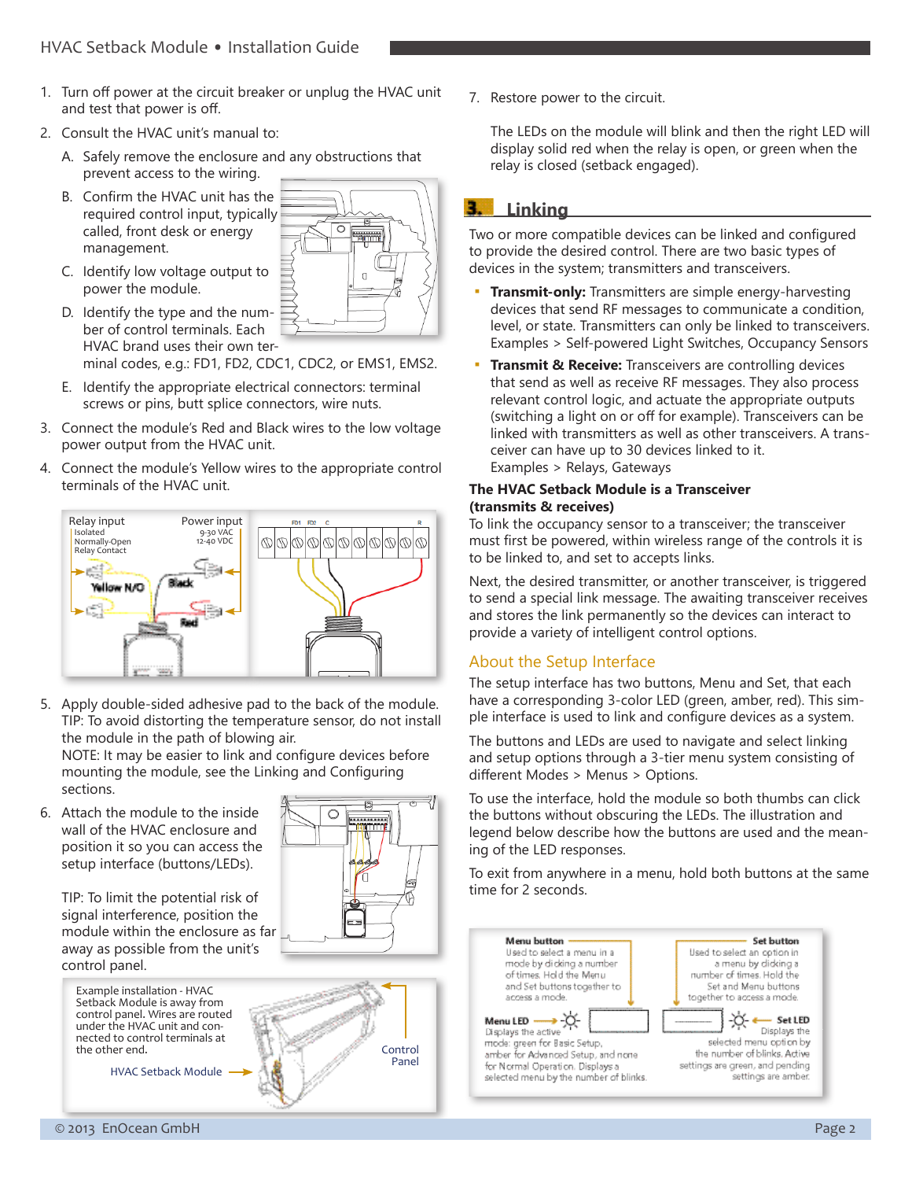1. Turn off power at the circuit breaker or unplug the HVAC unit and test that power is off.
2. Consult the HVAC unit's manual to:
   A. Safely remove the enclosure and any obstructions that prevent access to the wiring.
   B. Confirm the HVAC unit has the required control input, typically called, front desk or energy management.
   C. Identify low voltage output to power the module.
   D. Identify the type and the number of control terminals. Each HVAC brand uses their own terminal codes, e.g.: FD1, FD2, CDC1, CDC2, or EMS1, EMS2.
   E. Identify the appropriate electrical connectors: terminal screws or pins, butt splice connectors, wire nuts.
3. Connect the module's Red and Black wires to the low voltage power output from the HVAC unit.
4. Connect the module's Yellow wires to the appropriate control terminals of the HVAC unit.

Relay input: Isolated Normally-Open Relay Contact

Power input: 9-30 VAC, 12-40 VDC

Yellow N/O, Black, Red

5. Apply double-sided adhesive pad to the back of the module. TIP: To avoid distorting the temperature sensor, do not install the module in the path of blowing air.
   NOTE: It may be easier to link and configure devices before mounting the module, see the Linking and Configuring sections.
6. Attach the module to the inside wall of the HVAC enclosure and position it so you can access the setup interface (buttons/LEDs).

   TIP: To limit the potential risk of signal interference, position the module within the enclosure as far away as possible from the unit's control panel.

Example installation - HVAC Setback Module is away from control panel. Wires are routed under the HVAC unit and connected to control terminals at the other end.

HVAC Setback Module

Control Panel

7. Restore power to the circuit.

   The LEDs on the module will blink and then the right LED will display solid red when the relay is open, or green when the relay is closed (setback engaged).

## 3. Linking

Two or more compatible devices can be linked and configured to provide the desired control. There are two basic types of devices in the system; transmitters and transceivers.

- **Transmit-only:** Transmitters are simple energy-harvesting devices that send RF messages to communicate a condition, level, or state. Transmitters can only be linked to transceivers. Examples > Self-powered Light Switches, Occupancy Sensors
- **Transmit & Receive:** Transceivers are controlling devices that send as well as receive RF messages. They also process relevant control logic, and actuate the appropriate outputs (switching a light on or off for example). Transceivers can be linked with transmitters as well as other transceivers. A transceiver can have up to 30 devices linked to it. Examples > Relays, Gateways

**The HVAC Setback Module is a Transceiver (transmits & receives)**

To link the occupancy sensor to a transceiver; the transceiver must first be powered, within wireless range of the controls it is to be linked to, and set to accepts links.

Next, the desired transmitter, or another transceiver, is triggered to send a special link message. The awaiting transceiver receives and stores the link permanently so the devices can interact to provide a variety of intelligent control options.

### About the Setup Interface

The setup interface has two buttons, Menu and Set, that each have a corresponding 3-color LED (green, amber, red). This simple interface is used to link and configure devices as a system.

The buttons and LEDs are used to navigate and select linking and setup options through a 3-tier menu system consisting of different Modes > Menus > Options.

To use the interface, hold the module so both thumbs can click the buttons without obscuring the LEDs. The illustration and legend below describe how the buttons are used and the meaning of the LED responses.

To exit from anywhere in a menu, hold both buttons at the same time for 2 seconds.

**Menu button** — Used to select a menu in a mode by clicking a number of times. Hold the Menu and Set buttons together to access a mode.

**Set button** — Used to select an option in a menu by clicking a number of times. Hold the Set and Menu buttons together to access a mode.

**Menu LED** — Displays the active mode: green for Basic Setup, amber for Advanced Setup, and none for Normal Operation. Displays a selected menu by the number of blinks.

**Set LED** — Displays the selected menu option by the number of blinks. Active settings are green, and pending settings are amber.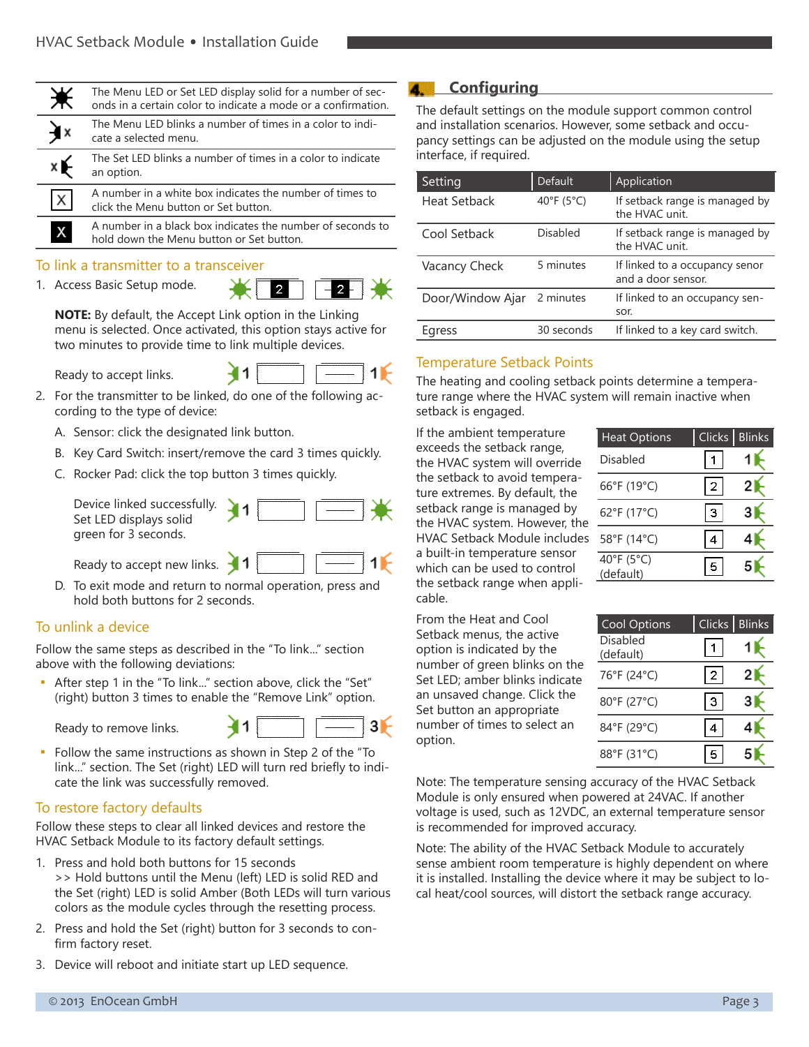| | |
|---|---|
| | The Menu LED or Set LED display solid for a number of seconds in a certain color to indicate a mode or a confirmation. |
| x | The Menu LED blinks a number of times in a color to indicate a selected menu. |
| x | The Set LED blinks a number of times in a color to indicate an option. |
| X | A number in a white box indicates the number of times to click the Menu button or Set button. |
| X | A number in a black box indicates the number of seconds to hold down the Menu button or Set button. |

## To link a transmitter to a transceiver

1. Access Basic Setup mode. 2 2

   **NOTE:** By default, the Accept Link option in the Linking menu is selected. Once activated, this option stays active for two minutes to provide time to link multiple devices.

   Ready to accept links. 1 1

2. For the transmitter to be linked, do one of the following according to the type of device:

   A. Sensor: click the designated link button.

   B. Key Card Switch: insert/remove the card 3 times quickly.

   C. Rocker Pad: click the top button 3 times quickly.

   Device linked successfully. Set LED displays solid green for 3 seconds. 1

   Ready to accept new links. 1 1

   D. To exit mode and return to normal operation, press and hold both buttons for 2 seconds.

## To unlink a device

Follow the same steps as described in the "To link..." section above with the following deviations:

- After step 1 in the "To link..." section above, click the "Set" (right) button 3 times to enable the "Remove Link" option.

  Ready to remove links. 1 3

- Follow the same instructions as shown in Step 2 of the "To link..." section. The Set (right) LED will turn red briefly to indicate the link was successfully removed.

## To restore factory defaults

Follow these steps to clear all linked devices and restore the HVAC Setback Module to its factory default settings.

1. Press and hold both buttons for 15 seconds
   >> Hold buttons until the Menu (left) LED is solid RED and the Set (right) LED is solid Amber (Both LEDs will turn various colors as the module cycles through the resetting process.
2. Press and hold the Set (right) button for 3 seconds to confirm factory reset.
3. Device will reboot and initiate start up LED sequence.

# 4. Configuring

The default settings on the module support common control and installation scenarios. However, some setback and occupancy settings can be adjusted on the module using the setup interface, if required.

| Setting | Default | Application |
|---|---|---|
| Heat Setback | 40°F (5°C) | If setback range is managed by the HVAC unit. |
| Cool Setback | Disabled | If setback range is managed by the HVAC unit. |
| Vacancy Check | 5 minutes | If linked to a occupancy senor and a door sensor. |
| Door/Window Ajar | 2 minutes | If linked to an occupancy sensor. |
| Egress | 30 seconds | If linked to a key card switch. |

## Temperature Setback Points

The heating and cooling setback points determine a temperature range where the HVAC system will remain inactive when setback is engaged.

If the ambient temperature exceeds the setback range, the HVAC system will override the setback to avoid temperature extremes. By default, the setback range is managed by the HVAC system. However, the HVAC Setback Module includes a built-in temperature sensor which can be used to control the setback range when applicable.

From the Heat and Cool Setback menus, the active option is indicated by the number of green blinks on the Set LED; amber blinks indicate an unsaved change. Click the Set button an appropriate number of times to select an option.

| Heat Options | Clicks | Blinks |
|---|---|---|
| Disabled | 1 | 1 |
| 66°F (19°C) | 2 | 2 |
| 62°F (17°C) | 3 | 3 |
| 58°F (14°C) | 4 | 4 |
| 40°F (5°C) (default) | 5 | 5 |

| Cool Options | Clicks | Blinks |
|---|---|---|
| Disabled (default) | 1 | 1 |
| 76°F (24°C) | 2 | 2 |
| 80°F (27°C) | 3 | 3 |
| 84°F (29°C) | 4 | 4 |
| 88°F (31°C) | 5 | 5 |

Note: The temperature sensing accuracy of the HVAC Setback Module is only ensured when powered at 24VAC. If another voltage is used, such as 12VDC, an external temperature sensor is recommended for improved accuracy.

Note: The ability of the HVAC Setback Module to accurately sense ambient room temperature is highly dependent on where it is installed. Installing the device where it may be subject to local heat/cool sources, will distort the setback range accuracy.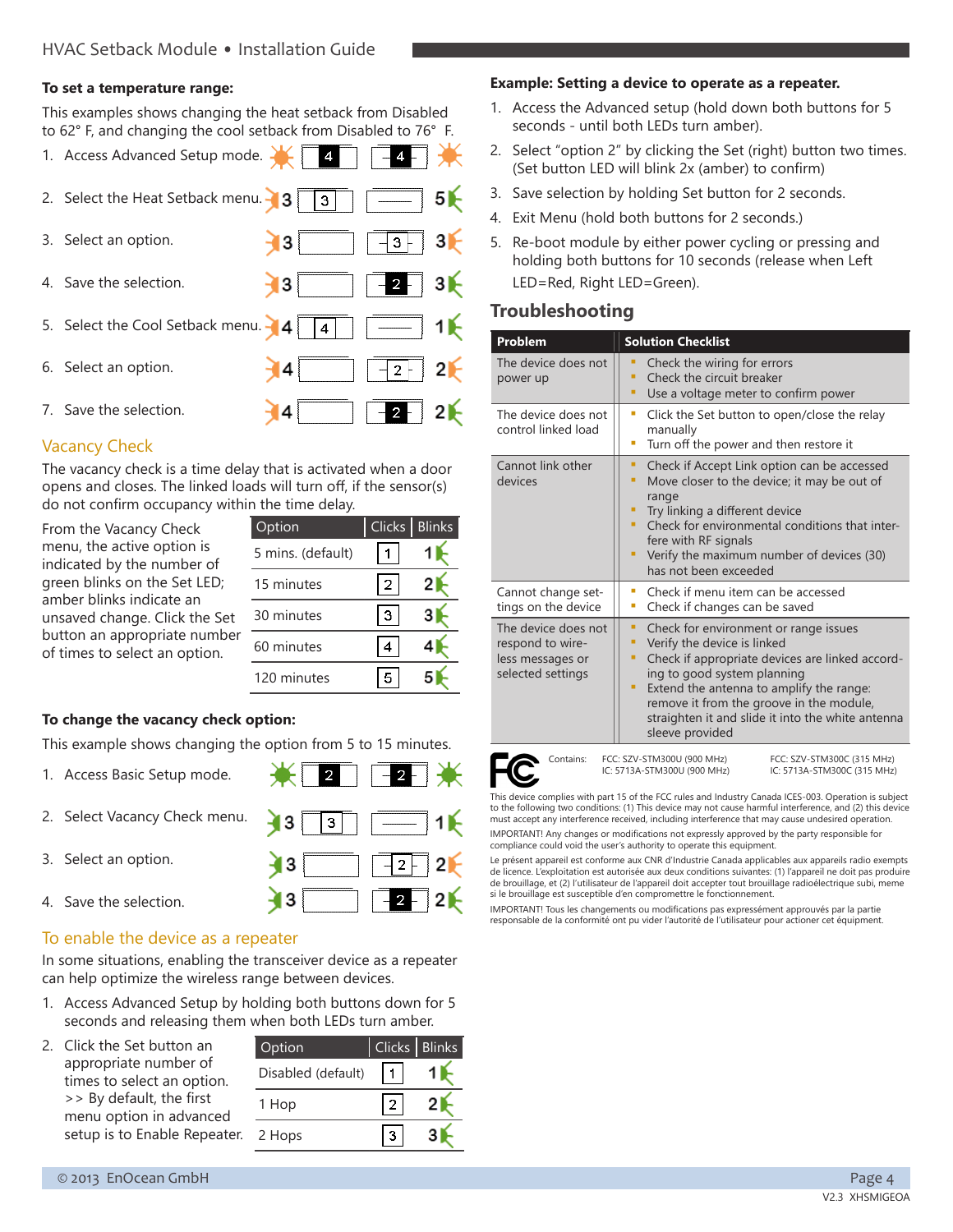**To set a temperature range:**

This examples shows changing the heat setback from Disabled to 62° F, and changing the cool setback from Disabled to 76° F.

1. Access Advanced Setup mode. 4 4
2. Select the Heat Setback menu. 3 3 5
3. Select an option. 3 3 3
4. Save the selection. 3 2 3
5. Select the Cool Setback menu. 4 4 1
6. Select an option. 4 2 2
7. Save the selection. 4 2 2

## Vacancy Check

The vacancy check is a time delay that is activated when a door opens and closes. The linked loads will turn off, if the sensor(s) do not confirm occupancy within the time delay.

From the Vacancy Check menu, the active option is indicated by the number of green blinks on the Set LED; amber blinks indicate an unsaved change. Click the Set button an appropriate number of times to select an option.

| Option | Clicks | Blinks |
|---|---|---|
| 5 mins. (default) | 1 | 1 |
| 15 minutes | 2 | 2 |
| 30 minutes | 3 | 3 |
| 60 minutes | 4 | 4 |
| 120 minutes | 5 | 5 |

**To change the vacancy check option:**

This example shows changing the option from 5 to 15 minutes.

1. Access Basic Setup mode. 2 2
2. Select Vacancy Check menu. 3 3 1
3. Select an option. 3 2 2
4. Save the selection. 3 2 2

## To enable the device as a repeater

In some situations, enabling the transceiver device as a repeater can help optimize the wireless range between devices.

1. Access Advanced Setup by holding both buttons down for 5 seconds and releasing them when both LEDs turn amber.
2. Click the Set button an appropriate number of times to select an option. >> By default, the first menu option in advanced setup is to Enable Repeater.

| Option | Clicks | Blinks |
|---|---|---|
| Disabled (default) | 1 | 1 |
| 1 Hop | 2 | 2 |
| 2 Hops | 3 | 3 |

**Example: Setting a device to operate as a repeater.**

1. Access the Advanced setup (hold down both buttons for 5 seconds - until both LEDs turn amber).
2. Select "option 2" by clicking the Set (right) button two times. (Set button LED will blink 2x (amber) to confirm)
3. Save selection by holding Set button for 2 seconds.
4. Exit Menu (hold both buttons for 2 seconds.)
5. Re-boot module by either power cycling or pressing and holding both buttons for 10 seconds (release when Left LED=Red, Right LED=Green).

## Troubleshooting

| Problem | Solution Checklist |
|---|---|
| The device does not power up | ▪ Check the wiring for errors<br>▪ Check the circuit breaker<br>▪ Use a voltage meter to confirm power |
| The device does not control linked load | ▪ Click the Set button to open/close the relay manually<br>▪ Turn off the power and then restore it |
| Cannot link other devices | ▪ Check if Accept Link option can be accessed<br>▪ Move closer to the device; it may be out of range<br>▪ Try linking a different device<br>▪ Check for environmental conditions that interfere with RF signals<br>▪ Verify the maximum number of devices (30) has not been exceeded |
| Cannot change settings on the device | ▪ Check if menu item can be accessed<br>▪ Check if changes can be saved |
| The device does not respond to wireless messages or selected settings | ▪ Check for environment or range issues<br>▪ Verify the device is linked<br>▪ Check if appropriate devices are linked according to good system planning<br>▪ Extend the antenna to amplify the range: remove it from the groove in the module, straighten it and slide it into the white antenna sleeve provided |

FC Contains: FCC: SZV-STM300U (900 MHz) IC: 5713A-STM300U (900 MHz) FCC: SZV-STM300C (315 MHz) IC: 5713A-STM300C (315 MHz)

This device complies with part 15 of the FCC rules and Industry Canada ICES-003. Operation is subject to the following two conditions: (1) This device may not cause harmful interference, and (2) this device must accept any interference received, including interference that may cause undesired operation.

IMPORTANT! Any changes or modifications not expressly approved by the party responsible for compliance could void the user's authority to operate this equipment.

Le présent appareil est conforme aux CNR d'Industrie Canada applicables aux appareils radio exempts de licence. L'exploitation est autorisée aux deux conditions suivantes: (1) l'appareil ne doit pas produire de brouillage, et (2) l'utilisateur de l'appareil doit accepter tout brouillage radioélectrique subi, meme si le brouillage est susceptible d'en compromettre le fonctionnement.

IMPORTANT! Tous les changements ou modifications pas expressément approvés par la partie responsable de la conformité ont pu vider l'autorité de l'utilisateur pour actionner cet équipment.

© 2013 EnOcean GmbH

V2.3 XHSMIGEOA